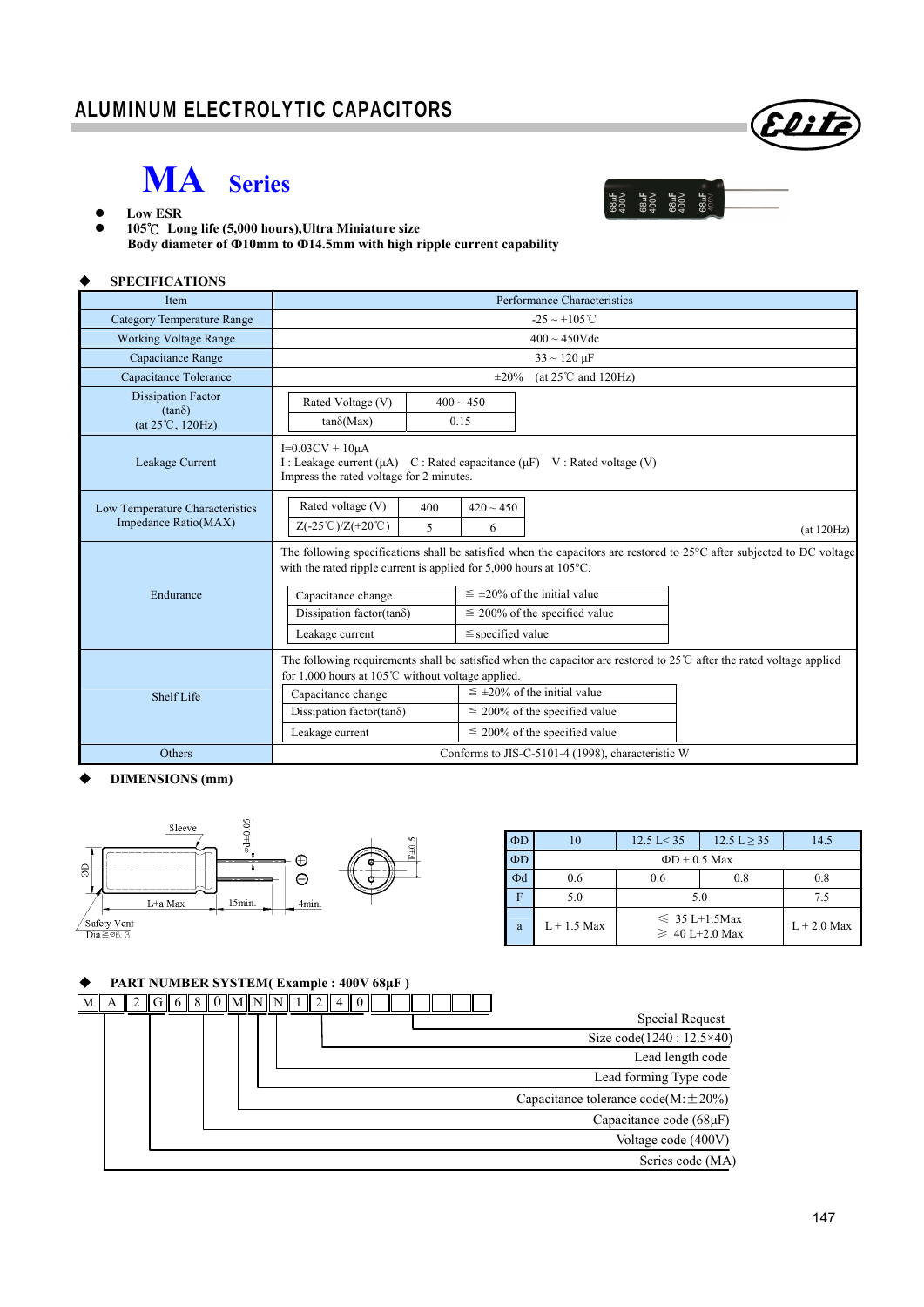# ALUMINUM ELECTROLYTIC CAPACITORS

## MA Series

- **Low ESR**
- **105℃ Long life (5,000 hours),Ultra Miniature size**
  **Body diameter of Φ10mm to Φ14.5mm with high ripple current capability**

### ◆ SPECIFICATIONS

| Item | Performance Characteristics |
|---|---|
| Category Temperature Range | -25 ~ +105℃ |
| Working Voltage Range | 400 ~ 450Vdc |
| Capacitance Range | 33 ~ 120 μF |
| Capacitance Tolerance | ±20% (at 25℃ and 120Hz) |
| Dissipation Factor (tanδ) (at 25℃, 120Hz) | Rated Voltage (V): 400 ~ 450; tanδ(Max): 0.15 |
| Leakage Current | I=0.03CV + 10μA<br>I : Leakage current (μA) C : Rated capacitance (μF) V : Rated voltage (V)<br>Impress the rated voltage for 2 minutes. |
| Low Temperature Characteristics Impedance Ratio(MAX) | Rated voltage (V): 400 / 420 ~ 450; Z(-25℃)/Z(+20℃): 5 / 6 (at 120Hz) |
| Endurance | The following specifications shall be satisfied when the capacitors are restored to 25°C after subjected to DC voltage with the rated ripple current is applied for 5,000 hours at 105°C.<br>Capacitance change: ≦ ±20% of the initial value<br>Dissipation factor(tanδ): ≦ 200% of the specified value<br>Leakage current: ≦specified value |
| Shelf Life | The following requirements shall be satisfied when the capacitor are restored to 25℃ after the rated voltage applied for 1,000 hours at 105℃ without voltage applied.<br>Capacitance change: ≦ ±20% of the initial value<br>Dissipation factor(tanδ): ≦ 200% of the specified value<br>Leakage current: ≦ 200% of the specified value |
| Others | Conforms to JIS-C-5101-4 (1998), characteristic W |

### ◆ DIMENSIONS (mm)

Sleeve, ΦD, Φd±0.05, L+a Max, 15min., 4min., F±0.5, Safety Vent Dia≧Φ6.3

| ΦD | 10 | 12.5 L< 35 | 12.5 L ≥ 35 | 14.5 |
|---|---|---|---|---|
| ΦD | ΦD + 0.5 Max | | | |
| Φd | 0.6 | 0.6 | 0.8 | 0.8 |
| F | 5.0 | 5.0 | | 7.5 |
| a | L + 1.5 Max | ≦ 35 L+1.5Max<br>≧ 40 L+2.0 Max | | L + 2.0 Max |

### ◆ PART NUMBER SYSTEM( Example : 400V 68μF )

M A 2 G 6 8 0 M N N 1 2 4 0

- Special Request
- Size code(1240 : 12.5×40)
- Lead length code
- Lead forming Type code
- Capacitance tolerance code(M:±20%)
- Capacitance code (68μF)
- Voltage code (400V)
- Series code (MA)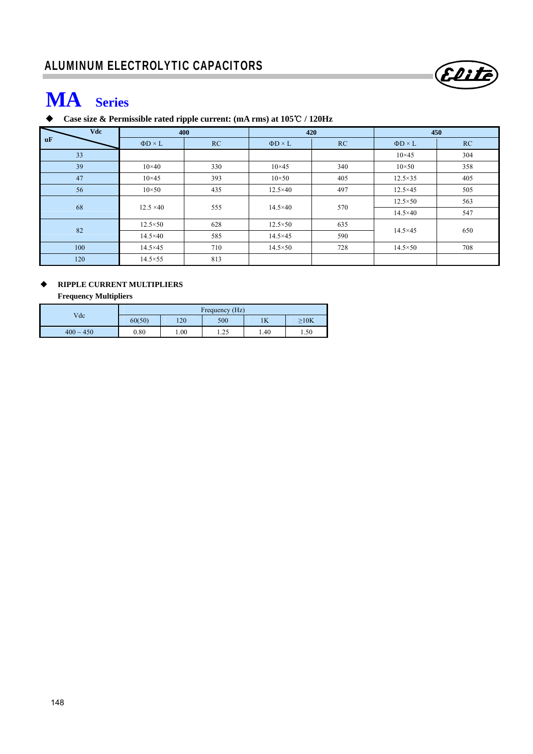## ALUMINUM ELECTROLYTIC CAPACITORS

# MA Series

◆ **Case size & Permissible rated ripple current: (mA rms) at 105℃ / 120Hz**

| Vdc / uF | 400 | | 420 | | 450 | |
|---|---|---|---|---|---|---|
| | ΦD × L | RC | ΦD × L | RC | ΦD × L | RC |
| 33 | | | | | 10×45 | 304 |
| 39 | 10×40 | 330 | 10×45 | 340 | 10×50 | 358 |
| 47 | 10×45 | 393 | 10×50 | 405 | 12.5×35 | 405 |
| 56 | 10×50 | 435 | 12.5×40 | 497 | 12.5×45 | 505 |
| 68 | 12.5 ×40 | 555 | 14.5×40 | 570 | 12.5×50 | 563 |
| | | | | | 14.5×40 | 547 |
| 82 | 12.5×50 | 628 | 12.5×50 | 635 | 14.5×45 | 650 |
| | 14.5×40 | 585 | 14.5×45 | 590 | | |
| 100 | 14.5×45 | 710 | 14.5×50 | 728 | 14.5×50 | 708 |
| 120 | 14.5×55 | 813 | | | | |

◆ **RIPPLE CURRENT MULTIPLIERS**

**Frequency Multipliers**

| Vdc | Frequency (Hz) | | | | |
|---|---|---|---|---|---|
| | 60(50) | 120 | 500 | 1K | ≥10K |
| 400 ~ 450 | 0.80 | 1.00 | 1.25 | 1.40 | 1.50 |